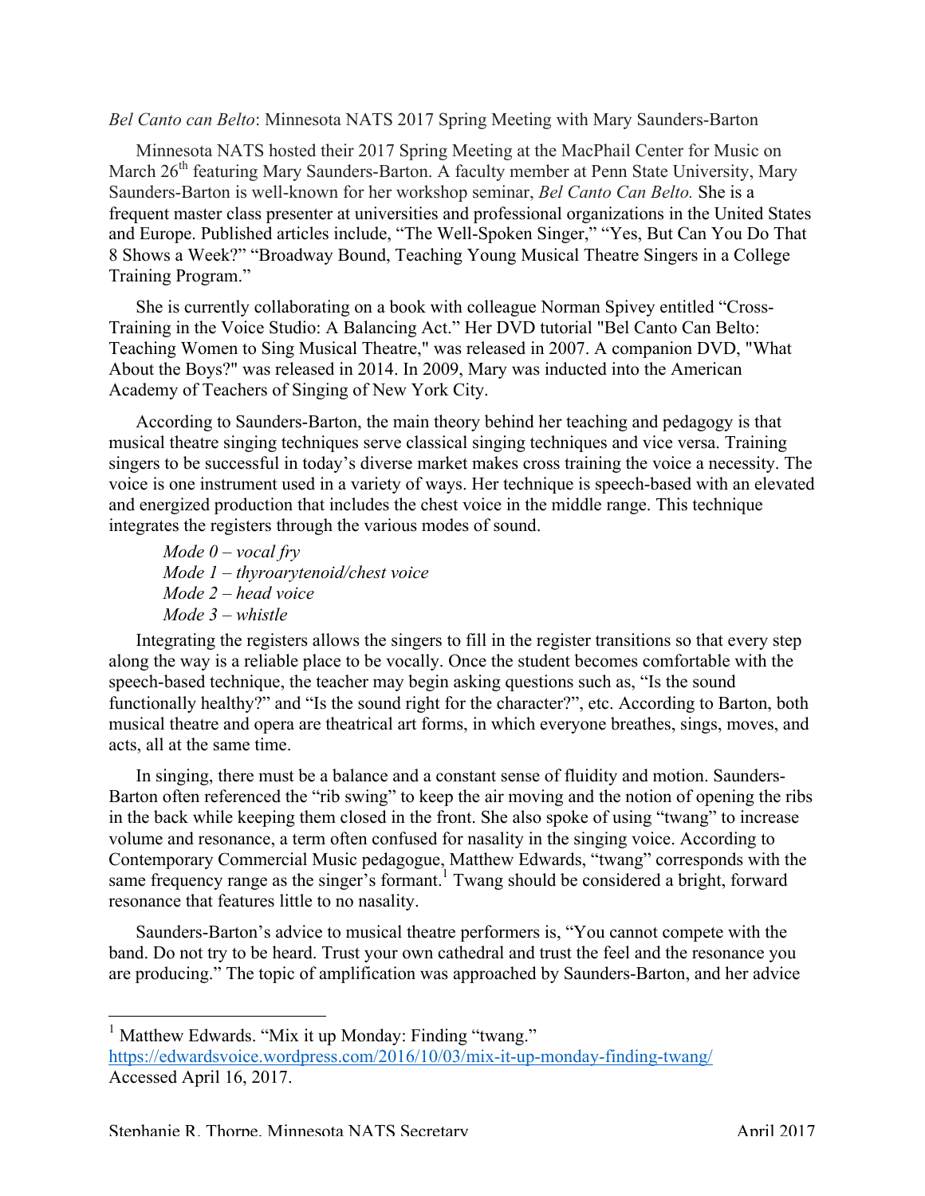*Bel Canto can Belto*: Minnesota NATS 2017 Spring Meeting with Mary Saunders-Barton

Minnesota NATS hosted their 2017 Spring Meeting at the MacPhail Center for Music on March 26th featuring Mary Saunders-Barton. A faculty member at Penn State University, Mary Saunders-Barton is well-known for her workshop seminar, *Bel Canto Can Belto.* She is a frequent master class presenter at universities and professional organizations in the United States and Europe. Published articles include, "The Well-Spoken Singer," "Yes, But Can You Do That 8 Shows a Week?" "Broadway Bound, Teaching Young Musical Theatre Singers in a College Training Program."

She is currently collaborating on a book with colleague Norman Spivey entitled "Cross-Training in the Voice Studio: A Balancing Act." Her DVD tutorial "Bel Canto Can Belto: Teaching Women to Sing Musical Theatre," was released in 2007. A companion DVD, "What About the Boys?" was released in 2014. In 2009, Mary was inducted into the American Academy of Teachers of Singing of New York City.

According to Saunders-Barton, the main theory behind her teaching and pedagogy is that musical theatre singing techniques serve classical singing techniques and vice versa. Training singers to be successful in today's diverse market makes cross training the voice a necessity. The voice is one instrument used in a variety of ways. Her technique is speech-based with an elevated and energized production that includes the chest voice in the middle range. This technique integrates the registers through the various modes of sound.

*Mode 0 – vocal fry*
*Mode 1 – thyroarytenoid/chest voice*
*Mode 2 – head voice*
*Mode 3 – whistle*

Integrating the registers allows the singers to fill in the register transitions so that every step along the way is a reliable place to be vocally. Once the student becomes comfortable with the speech-based technique, the teacher may begin asking questions such as, "Is the sound functionally healthy?" and "Is the sound right for the character?", etc. According to Barton, both musical theatre and opera are theatrical art forms, in which everyone breathes, sings, moves, and acts, all at the same time.

In singing, there must be a balance and a constant sense of fluidity and motion. Saunders-Barton often referenced the "rib swing" to keep the air moving and the notion of opening the ribs in the back while keeping them closed in the front. She also spoke of using "twang" to increase volume and resonance, a term often confused for nasality in the singing voice. According to Contemporary Commercial Music pedagogue, Matthew Edwards, "twang" corresponds with the same frequency range as the singer's formant.[1] Twang should be considered a bright, forward resonance that features little to no nasality.

Saunders-Barton's advice to musical theatre performers is, "You cannot compete with the band. Do not try to be heard. Trust your own cathedral and trust the feel and the resonance you are producing." The topic of amplification was approached by Saunders-Barton, and her advice

[1] Matthew Edwards. "Mix it up Monday: Finding "twang." https://edwardsvoice.wordpress.com/2016/10/03/mix-it-up-monday-finding-twang/ Accessed April 16, 2017.

Stephanie R. Thorpe, Minnesota NATS Secretary April 2017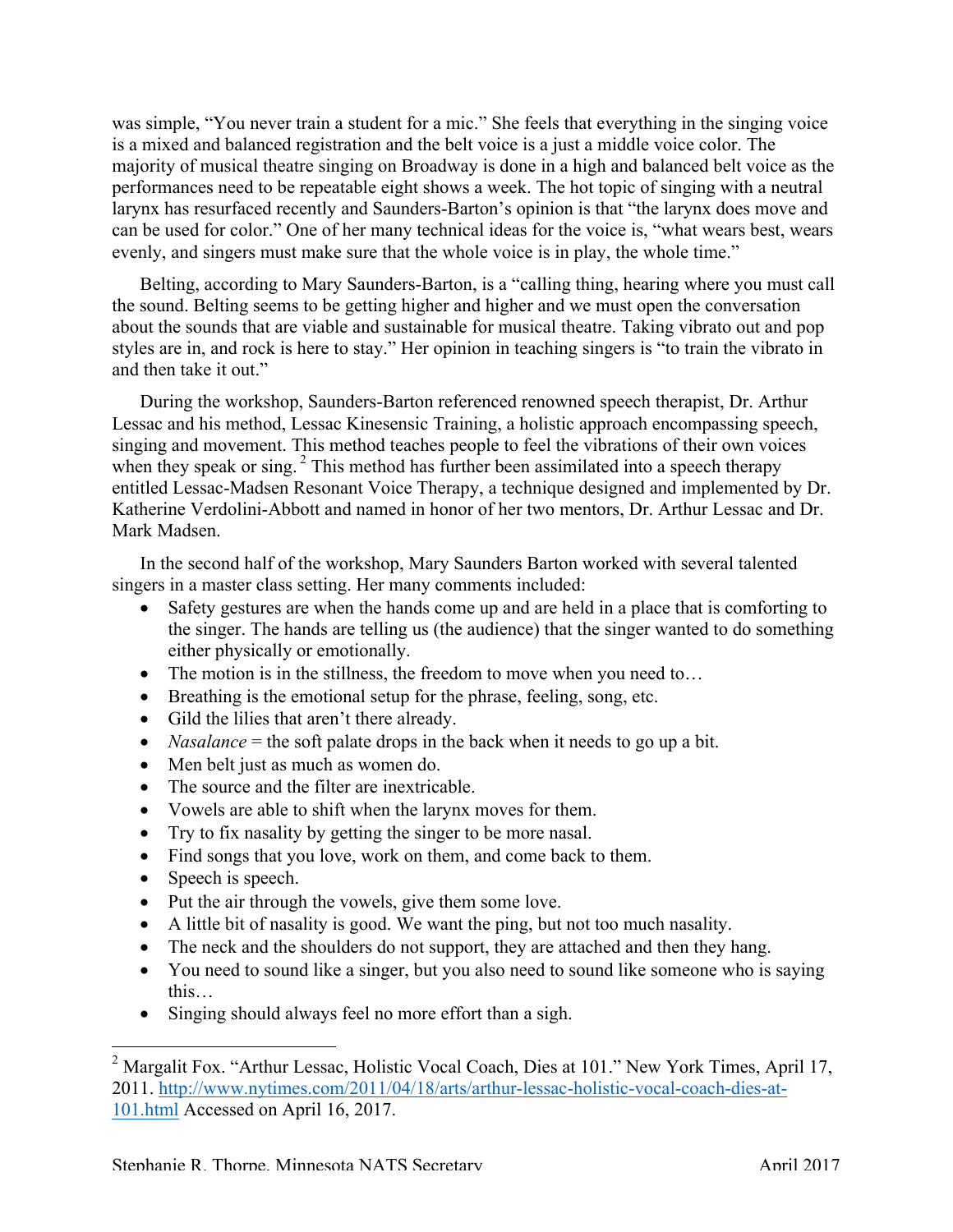was simple, "You never train a student for a mic." She feels that everything in the singing voice is a mixed and balanced registration and the belt voice is a just a middle voice color. The majority of musical theatre singing on Broadway is done in a high and balanced belt voice as the performances need to be repeatable eight shows a week. The hot topic of singing with a neutral larynx has resurfaced recently and Saunders-Barton's opinion is that "the larynx does move and can be used for color." One of her many technical ideas for the voice is, "what wears best, wears evenly, and singers must make sure that the whole voice is in play, the whole time."

Belting, according to Mary Saunders-Barton, is a "calling thing, hearing where you must call the sound. Belting seems to be getting higher and higher and we must open the conversation about the sounds that are viable and sustainable for musical theatre. Taking vibrato out and pop styles are in, and rock is here to stay." Her opinion in teaching singers is "to train the vibrato in and then take it out."

During the workshop, Saunders-Barton referenced renowned speech therapist, Dr. Arthur Lessac and his method, Lessac Kinesensic Training, a holistic approach encompassing speech, singing and movement. This method teaches people to feel the vibrations of their own voices when they speak or sing. [2] This method has further been assimilated into a speech therapy entitled Lessac-Madsen Resonant Voice Therapy, a technique designed and implemented by Dr. Katherine Verdolini-Abbott and named in honor of her two mentors, Dr. Arthur Lessac and Dr. Mark Madsen.

In the second half of the workshop, Mary Saunders Barton worked with several talented singers in a master class setting. Her many comments included:

- Safety gestures are when the hands come up and are held in a place that is comforting to the singer. The hands are telling us (the audience) that the singer wanted to do something either physically or emotionally.
- The motion is in the stillness, the freedom to move when you need to…
- Breathing is the emotional setup for the phrase, feeling, song, etc.
- Gild the lilies that aren't there already.
- *Nasalance* = the soft palate drops in the back when it needs to go up a bit.
- Men belt just as much as women do.
- The source and the filter are inextricable.
- Vowels are able to shift when the larynx moves for them.
- Try to fix nasality by getting the singer to be more nasal.
- Find songs that you love, work on them, and come back to them.
- Speech is speech.
- Put the air through the vowels, give them some love.
- A little bit of nasality is good. We want the ping, but not too much nasality.
- The neck and the shoulders do not support, they are attached and then they hang.
- You need to sound like a singer, but you also need to sound like someone who is saying this…
- Singing should always feel no more effort than a sigh.

[2] Margalit Fox. "Arthur Lessac, Holistic Vocal Coach, Dies at 101." New York Times, April 17, 2011. http://www.nytimes.com/2011/04/18/arts/arthur-lessac-holistic-vocal-coach-dies-at-101.html Accessed on April 16, 2017.

Stephanie R. Thorpe, Minnesota NATS Secretary April 2017